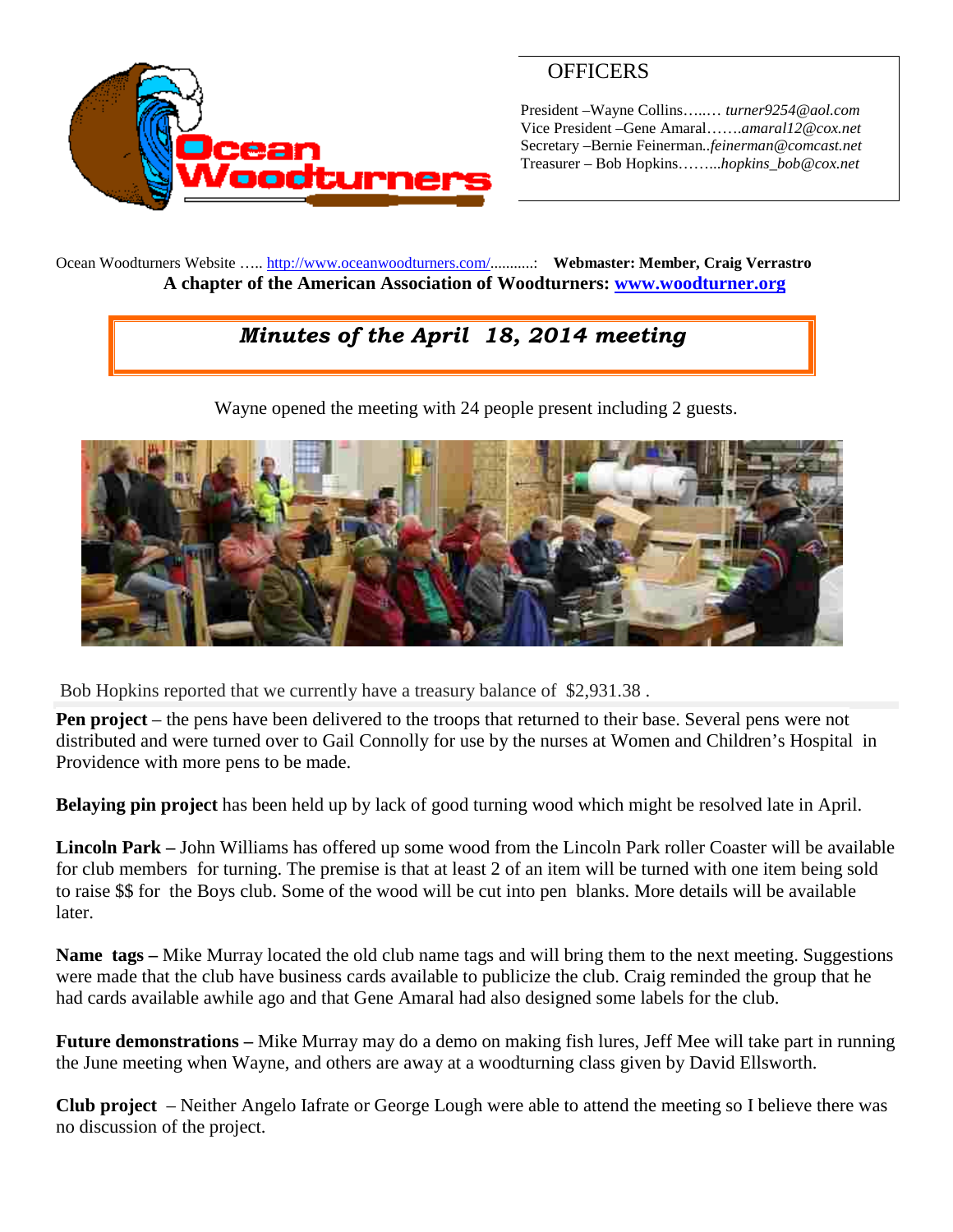Ocean Woodturners

## OFFICERS

President –Wayne Collins….… *turner9254@aol.com*
Vice President –Gene Amaral…….*amaral12@cox.net*
Secretary –Bernie Feinerman..*feinerman@comcast.net*
Treasurer – Bob Hopkins……...*hopkins_bob@cox.net*

Ocean Woodturners Website ….. http://www.oceanwoodturners.com/..........: **Webmaster: Member, Craig Verrastro**

**A chapter of the American Association of Woodturners: www.woodturner.org**

# *Minutes of the April 18, 2014 meeting*

Wayne opened the meeting with 24 people present including 2 guests.

Bob Hopkins reported that we currently have a treasury balance of $2,931.38 .

**Pen project** – the pens have been delivered to the troops that returned to their base. Several pens were not distributed and were turned over to Gail Connolly for use by the nurses at Women and Children's Hospital in Providence with more pens to be made.

**Belaying pin project** has been held up by lack of good turning wood which might be resolved late in April.

**Lincoln Park –** John Williams has offered up some wood from the Lincoln Park roller Coaster will be available for club members for turning. The premise is that at least 2 of an item will be turned with one item being sold to raise $$ for the Boys club. Some of the wood will be cut into pen blanks. More details will be available later.

**Name tags –** Mike Murray located the old club name tags and will bring them to the next meeting. Suggestions were made that the club have business cards available to publicize the club. Craig reminded the group that he had cards available awhile ago and that Gene Amaral had also designed some labels for the club.

**Future demonstrations –** Mike Murray may do a demo on making fish lures, Jeff Mee will take part in running the June meeting when Wayne, and others are away at a woodturning class given by David Ellsworth.

**Club project** – Neither Angelo Iafrate or George Lough were able to attend the meeting so I believe there was no discussion of the project.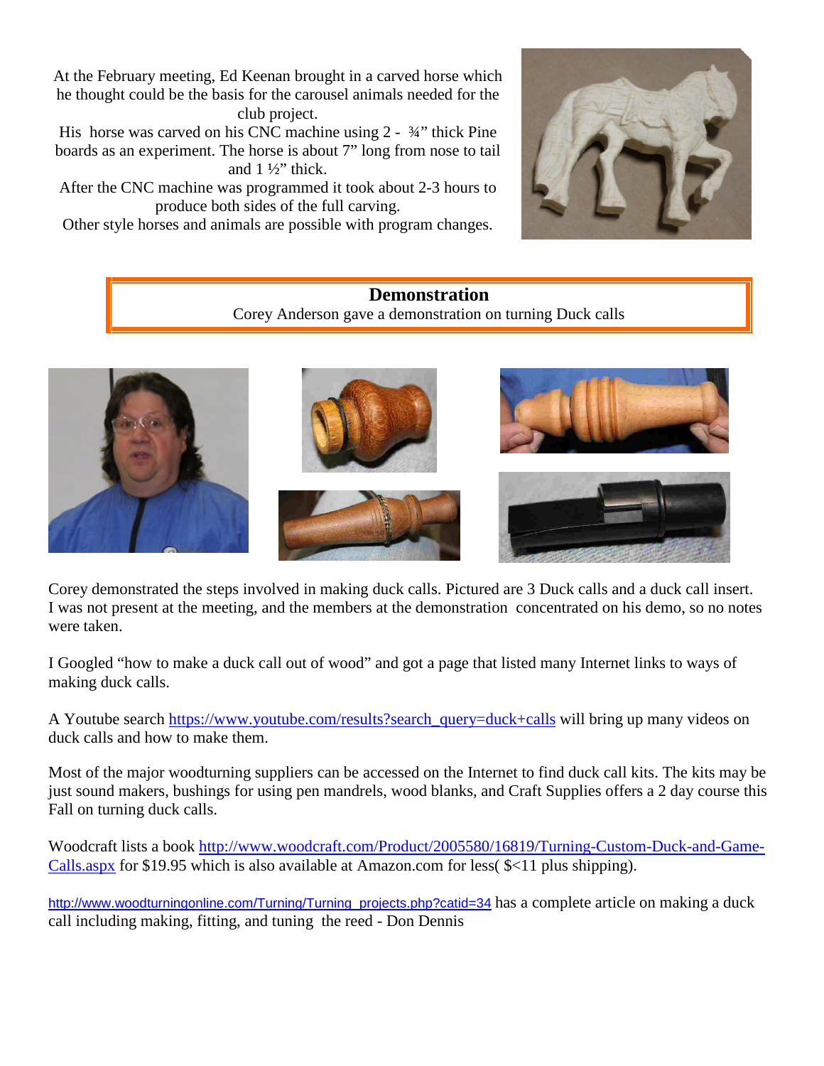At the February meeting, Ed Keenan brought in a carved horse which he thought could be the basis for the carousel animals needed for the club project.

His horse was carved on his CNC machine using 2 - ¾" thick Pine boards as an experiment. The horse is about 7" long from nose to tail and 1 ½" thick.

After the CNC machine was programmed it took about 2-3 hours to produce both sides of the full carving.

Other style horses and animals are possible with program changes.

## Demonstration

Corey Anderson gave a demonstration on turning Duck calls

Corey demonstrated the steps involved in making duck calls. Pictured are 3 Duck calls and a duck call insert. I was not present at the meeting, and the members at the demonstration concentrated on his demo, so no notes were taken.

I Googled "how to make a duck call out of wood" and got a page that listed many Internet links to ways of making duck calls.

A Youtube search https://www.youtube.com/results?search_query=duck+calls will bring up many videos on duck calls and how to make them.

Most of the major woodturning suppliers can be accessed on the Internet to find duck call kits. The kits may be just sound makers, bushings for using pen mandrels, wood blanks, and Craft Supplies offers a 2 day course this Fall on turning duck calls.

Woodcraft lists a book http://www.woodcraft.com/Product/2005580/16819/Turning-Custom-Duck-and-Game-Calls.aspx for $19.95 which is also available at Amazon.com for less( $<11 plus shipping).

http://www.woodturningonline.com/Turning/Turning_projects.php?catid=34 has a complete article on making a duck call including making, fitting, and tuning the reed - Don Dennis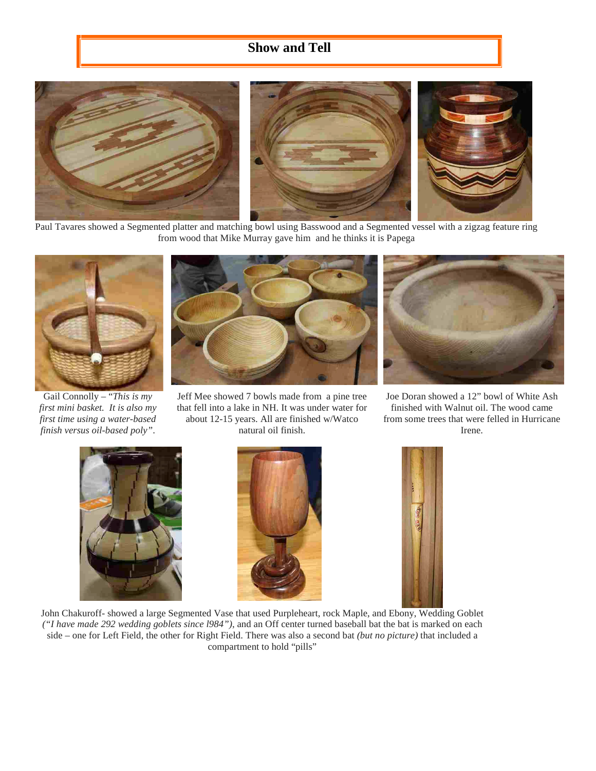## Show and Tell

Paul Tavares showed a Segmented platter and matching bowl using Basswood and a Segmented vessel with a zigzag feature ring from wood that Mike Murray gave him and he thinks it is Papega

Gail Connolly – *"This is my first mini basket. It is also my first time using a water-based finish versus oil-based poly"*.

Jeff Mee showed 7 bowls made from a pine tree that fell into a lake in NH. It was under water for about 12-15 years. All are finished w/Watco natural oil finish.

Joe Doran showed a 12" bowl of White Ash finished with Walnut oil. The wood came from some trees that were felled in Hurricane Irene.

John Chakuroff- showed a large Segmented Vase that used Purpleheart, rock Maple, and Ebony, Wedding Goblet *("I have made 292 wedding goblets since l984")*, and an Off center turned baseball bat the bat is marked on each side – one for Left Field, the other for Right Field. There was also a second bat *(but no picture)* that included a compartment to hold "pills"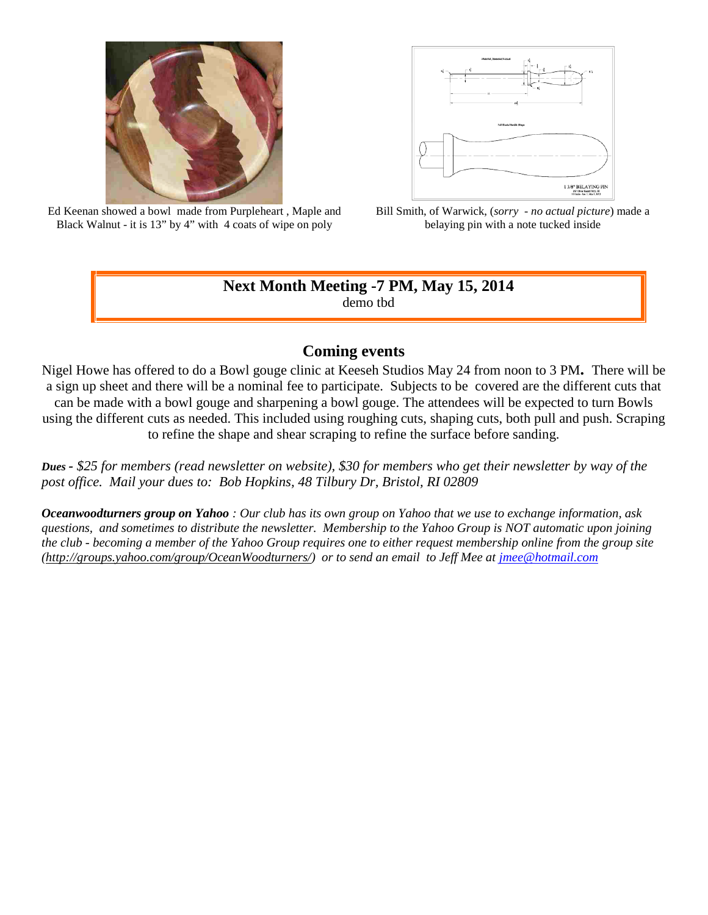Ed Keenan showed a bowl made from Purpleheart , Maple and Black Walnut - it is 13" by 4" with 4 coats of wipe on poly

Bill Smith, of Warwick, (*sorry - no actual picture*) made a belaying pin with a note tucked inside

**Next Month Meeting -7 PM, May 15, 2014**
demo tbd

## Coming events

Nigel Howe has offered to do a Bowl gouge clinic at Keeseh Studios May 24 from noon to 3 PM**.** There will be a sign up sheet and there will be a nominal fee to participate. Subjects to be covered are the different cuts that can be made with a bowl gouge and sharpening a bowl gouge. The attendees will be expected to turn Bowls using the different cuts as needed. This included using roughing cuts, shaping cuts, both pull and push. Scraping to refine the shape and shear scraping to refine the surface before sanding.

***Dues -*** *$25 for members (read newsletter on website), $30 for members who get their newsletter by way of the post office. Mail your dues to: Bob Hopkins, 48 Tilbury Dr, Bristol, RI 02809*

***Oceanwoodturners group on Yahoo*** *: Our club has its own group on Yahoo that we use to exchange information, ask questions, and sometimes to distribute the newsletter. Membership to the Yahoo Group is NOT automatic upon joining the club - becoming a member of the Yahoo Group requires one to either request membership online from the group site (http://groups.yahoo.com/group/OceanWoodturners/) or to send an email to Jeff Mee at jmee@hotmail.com*